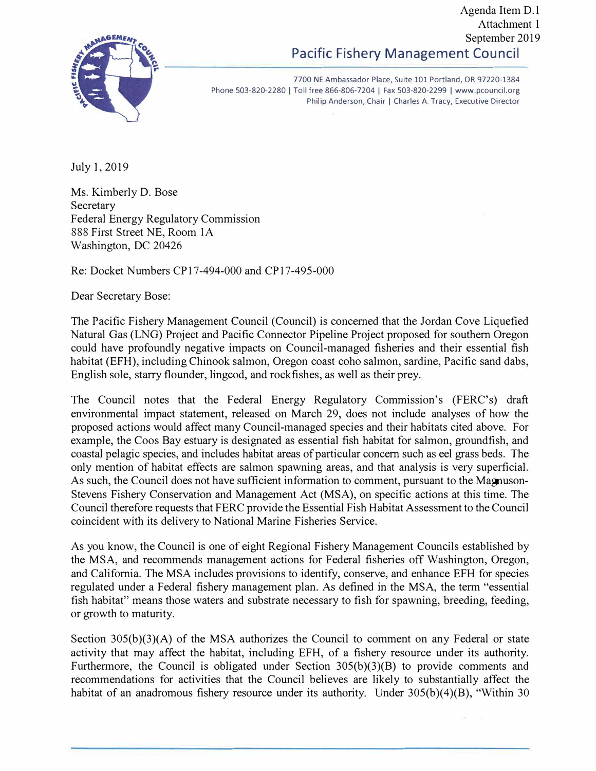Agenda Item D.1
Attachment 1
September 2019

# Pacific Fishery Management Council

7700 NE Ambassador Place, Suite 101 Portland, OR 97220-1384
Phone 503-820-2280 | Toll free 866-806-7204 | Fax 503-820-2299 | www.pcouncil.org
Philip Anderson, Chair | Charles A. Tracy, Executive Director

July 1, 2019

Ms. Kimberly D. Bose
Secretary
Federal Energy Regulatory Commission
888 First Street NE, Room 1A
Washington, DC 20426

Re: Docket Numbers CP17-494-000 and CP17-495-000

Dear Secretary Bose:

The Pacific Fishery Management Council (Council) is concerned that the Jordan Cove Liquefied Natural Gas (LNG) Project and Pacific Connector Pipeline Project proposed for southern Oregon could have profoundly negative impacts on Council-managed fisheries and their essential fish habitat (EFH), including Chinook salmon, Oregon coast coho salmon, sardine, Pacific sand dabs, English sole, starry flounder, lingcod, and rockfishes, as well as their prey.

The Council notes that the Federal Energy Regulatory Commission's (FERC's) draft environmental impact statement, released on March 29, does not include analyses of how the proposed actions would affect many Council-managed species and their habitats cited above. For example, the Coos Bay estuary is designated as essential fish habitat for salmon, groundfish, and coastal pelagic species, and includes habitat areas of particular concern such as eel grass beds. The only mention of habitat effects are salmon spawning areas, and that analysis is very superficial. As such, the Council does not have sufficient information to comment, pursuant to the Magnuson-Stevens Fishery Conservation and Management Act (MSA), on specific actions at this time. The Council therefore requests that FERC provide the Essential Fish Habitat Assessment to the Council coincident with its delivery to National Marine Fisheries Service.

As you know, the Council is one of eight Regional Fishery Management Councils established by the MSA, and recommends management actions for Federal fisheries off Washington, Oregon, and California. The MSA includes provisions to identify, conserve, and enhance EFH for species regulated under a Federal fishery management plan. As defined in the MSA, the term "essential fish habitat" means those waters and substrate necessary to fish for spawning, breeding, feeding, or growth to maturity.

Section 305(b)(3)(A) of the MSA authorizes the Council to comment on any Federal or state activity that may affect the habitat, including EFH, of a fishery resource under its authority. Furthermore, the Council is obligated under Section 305(b)(3)(B) to provide comments and recommendations for activities that the Council believes are likely to substantially affect the habitat of an anadromous fishery resource under its authority. Under 305(b)(4)(B), "Within 30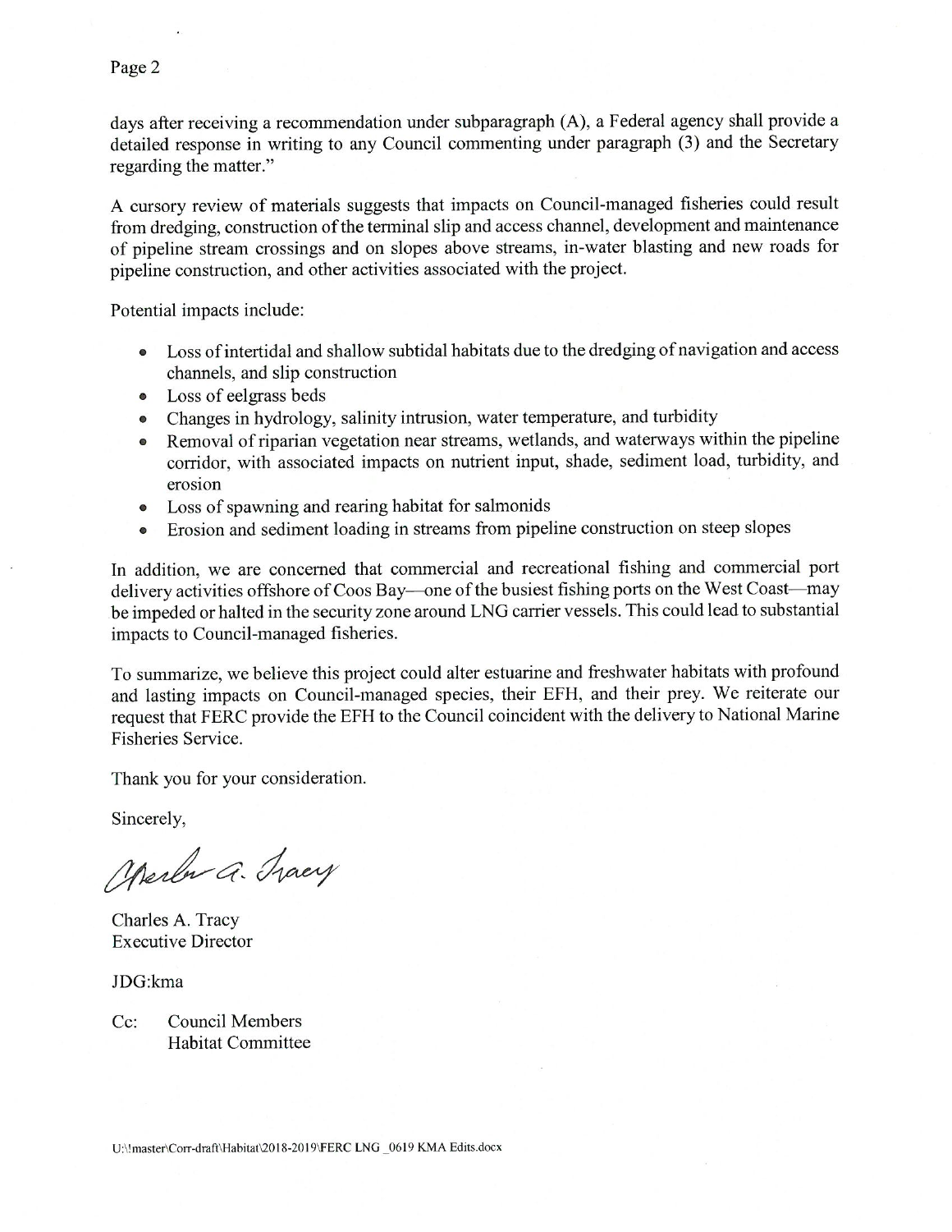days after receiving a recommendation under subparagraph (A), a Federal agency shall provide a detailed response in writing to any Council commenting under paragraph (3) and the Secretary regarding the matter."

A cursory review of materials suggests that impacts on Council-managed fisheries could result from dredging, construction of the terminal slip and access channel, development and maintenance of pipeline stream crossings and on slopes above streams, in-water blasting and new roads for pipeline construction, and other activities associated with the project.

Potential impacts include:

- Loss of intertidal and shallow subtidal habitats due to the dredging of navigation and access channels, and slip construction
- Loss of eelgrass beds
- Changes in hydrology, salinity intrusion, water temperature, and turbidity
- Removal of riparian vegetation near streams, wetlands, and waterways within the pipeline corridor, with associated impacts on nutrient input, shade, sediment load, turbidity, and erosion
- Loss of spawning and rearing habitat for salmonids
- Erosion and sediment loading in streams from pipeline construction on steep slopes

In addition, we are concerned that commercial and recreational fishing and commercial port delivery activities offshore of Coos Bay—one of the busiest fishing ports on the West Coast—may be impeded or halted in the security zone around LNG carrier vessels. This could lead to substantial impacts to Council-managed fisheries.

To summarize, we believe this project could alter estuarine and freshwater habitats with profound and lasting impacts on Council-managed species, their EFH, and their prey. We reiterate our request that FERC provide the EFH to the Council coincident with the delivery to National Marine Fisheries Service.

Thank you for your consideration.

Sincerely,

Charles A. Tracy
Executive Director

JDG:kma

Cc: Council Members
Habitat Committee

U:\!master\Corr-draft\Habitat\2018-2019\FERC LNG _0619 KMA Edits.docx